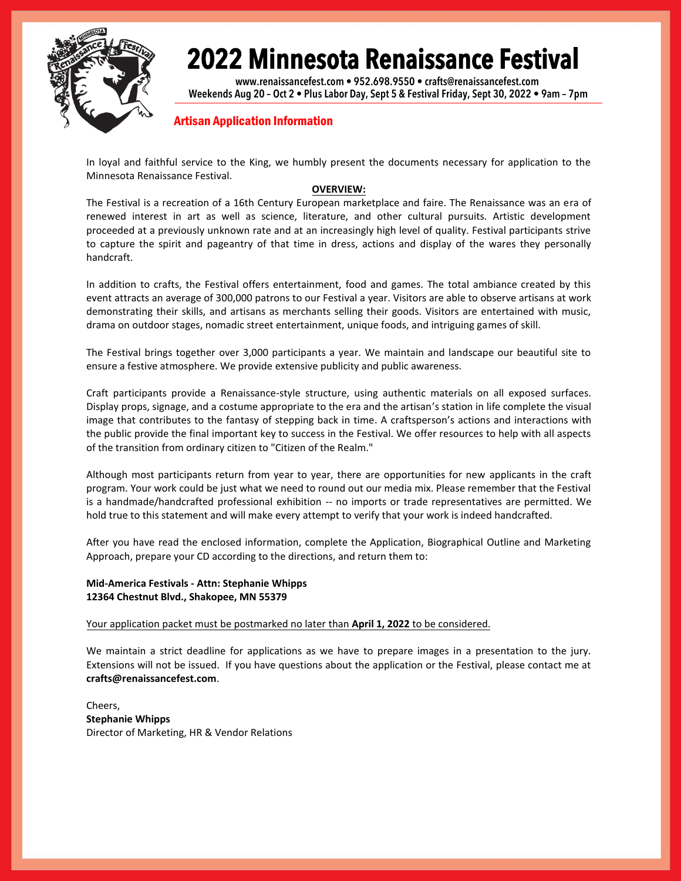# 2022 Minnesota Renaissance Festival

**www.renaissancefest.com • 952.698.9550 • crafts@renaissancefest.com**
**Weekends Aug 20 – Oct 2 • Plus Labor Day, Sept 5 & Festival Friday, Sept 30, 2022 • 9am – 7pm**

## Artisan Application Information

In loyal and faithful service to the King, we humbly present the documents necessary for application to the Minnesota Renaissance Festival.

**OVERVIEW:**

The Festival is a recreation of a 16th Century European marketplace and faire. The Renaissance was an era of renewed interest in art as well as science, literature, and other cultural pursuits. Artistic development proceeded at a previously unknown rate and at an increasingly high level of quality. Festival participants strive to capture the spirit and pageantry of that time in dress, actions and display of the wares they personally handcraft.

In addition to crafts, the Festival offers entertainment, food and games. The total ambiance created by this event attracts an average of 300,000 patrons to our Festival a year. Visitors are able to observe artisans at work demonstrating their skills, and artisans as merchants selling their goods. Visitors are entertained with music, drama on outdoor stages, nomadic street entertainment, unique foods, and intriguing games of skill.

The Festival brings together over 3,000 participants a year. We maintain and landscape our beautiful site to ensure a festive atmosphere. We provide extensive publicity and public awareness.

Craft participants provide a Renaissance-style structure, using authentic materials on all exposed surfaces. Display props, signage, and a costume appropriate to the era and the artisan's station in life complete the visual image that contributes to the fantasy of stepping back in time. A craftsperson's actions and interactions with the public provide the final important key to success in the Festival. We offer resources to help with all aspects of the transition from ordinary citizen to "Citizen of the Realm."

Although most participants return from year to year, there are opportunities for new applicants in the craft program. Your work could be just what we need to round out our media mix. Please remember that the Festival is a handmade/handcrafted professional exhibition -- no imports or trade representatives are permitted. We hold true to this statement and will make every attempt to verify that your work is indeed handcrafted.

After you have read the enclosed information, complete the Application, Biographical Outline and Marketing Approach, prepare your CD according to the directions, and return them to:

**Mid-America Festivals - Attn: Stephanie Whipps**
**12364 Chestnut Blvd., Shakopee, MN 55379**

Your application packet must be postmarked no later than **April 1, 2022** to be considered.

We maintain a strict deadline for applications as we have to prepare images in a presentation to the jury. Extensions will not be issued. If you have questions about the application or the Festival, please contact me at **crafts@renaissancefest.com**.

Cheers,
**Stephanie Whipps**
Director of Marketing, HR & Vendor Relations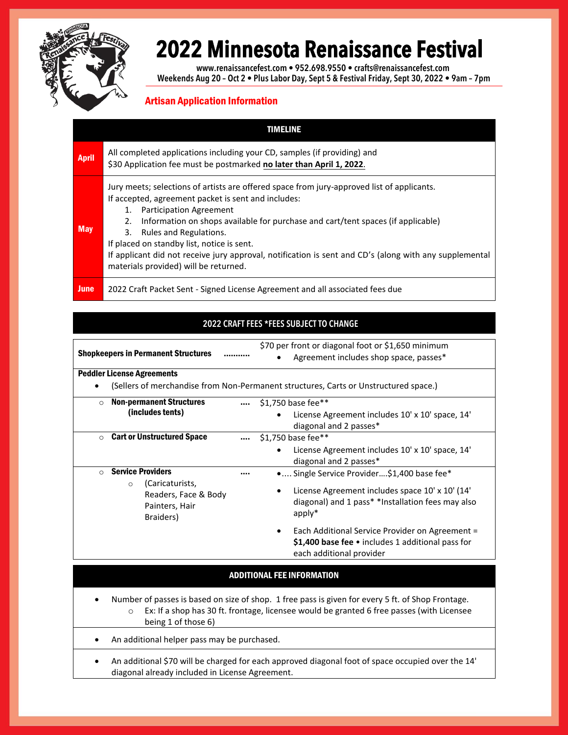# 2022 Minnesota Renaissance Festival

www.renaissancefest.com • 952.698.9550 • crafts@renaissancefest.com

Weekends Aug 20 – Oct 2 • Plus Labor Day, Sept 5 & Festival Friday, Sept 30, 2022 • 9am – 7pm

## Artisan Application Information

| TIMELINE | |
|---|---|
| **April** | All completed applications including your CD, samples (if providing) and $30 Application fee must be postmarked **no later than April 1, 2022**. |
| **May** | Jury meets; selections of artists are offered space from jury-approved list of applicants.<br>If accepted, agreement packet is sent and includes:<br>1. Participation Agreement<br>2. Information on shops available for purchase and cart/tent spaces (if applicable)<br>3. Rules and Regulations.<br>If placed on standby list, notice is sent.<br>If applicant did not receive jury approval, notification is sent and CD's (along with any supplemental materials provided) will be returned. |
| **June** | 2022 Craft Packet Sent - Signed License Agreement and all associated fees due |

## 2022 CRAFT FEES *FEES SUBJECT TO CHANGE

| | |
|---|---|
| **Shopkeepers in Permanent Structures** .......... | $70 per front or diagonal foot or $1,650 minimum<br>• Agreement includes shop space, passes* |
| **Peddler License Agreements**<br>• (Sellers of merchandise from Non-Permanent structures, Carts or Unstructured space.) | |
| ○ **Non-permanent Structures (includes tents)** .... | $1,750 base fee**<br>• License Agreement includes 10' x 10' space, 14' diagonal and 2 passes* |
| ○ **Cart or Unstructured Space** .... | $1,750 base fee**<br>• License Agreement includes 10' x 10' space, 14' diagonal and 2 passes* |
| ○ **Service Providers** ....<br>○ (Caricaturists, Readers, Face & Body Painters, Hair Braiders) | •.... Single Service Provider....$1,400 base fee*<br>• License Agreement includes space 10' x 10' (14' diagonal) and 1 pass* *Installation fees may also apply*<br>• Each Additional Service Provider on Agreement = **$1,400 base fee** • includes 1 additional pass for each additional provider |

## ADDITIONAL FEE INFORMATION

- Number of passes is based on size of shop. 1 free pass is given for every 5 ft. of Shop Frontage.
  - Ex: If a shop has 30 ft. frontage, licensee would be granted 6 free passes (with Licensee being 1 of those 6)
- An additional helper pass may be purchased.
- An additional $70 will be charged for each approved diagonal foot of space occupied over the 14' diagonal already included in License Agreement.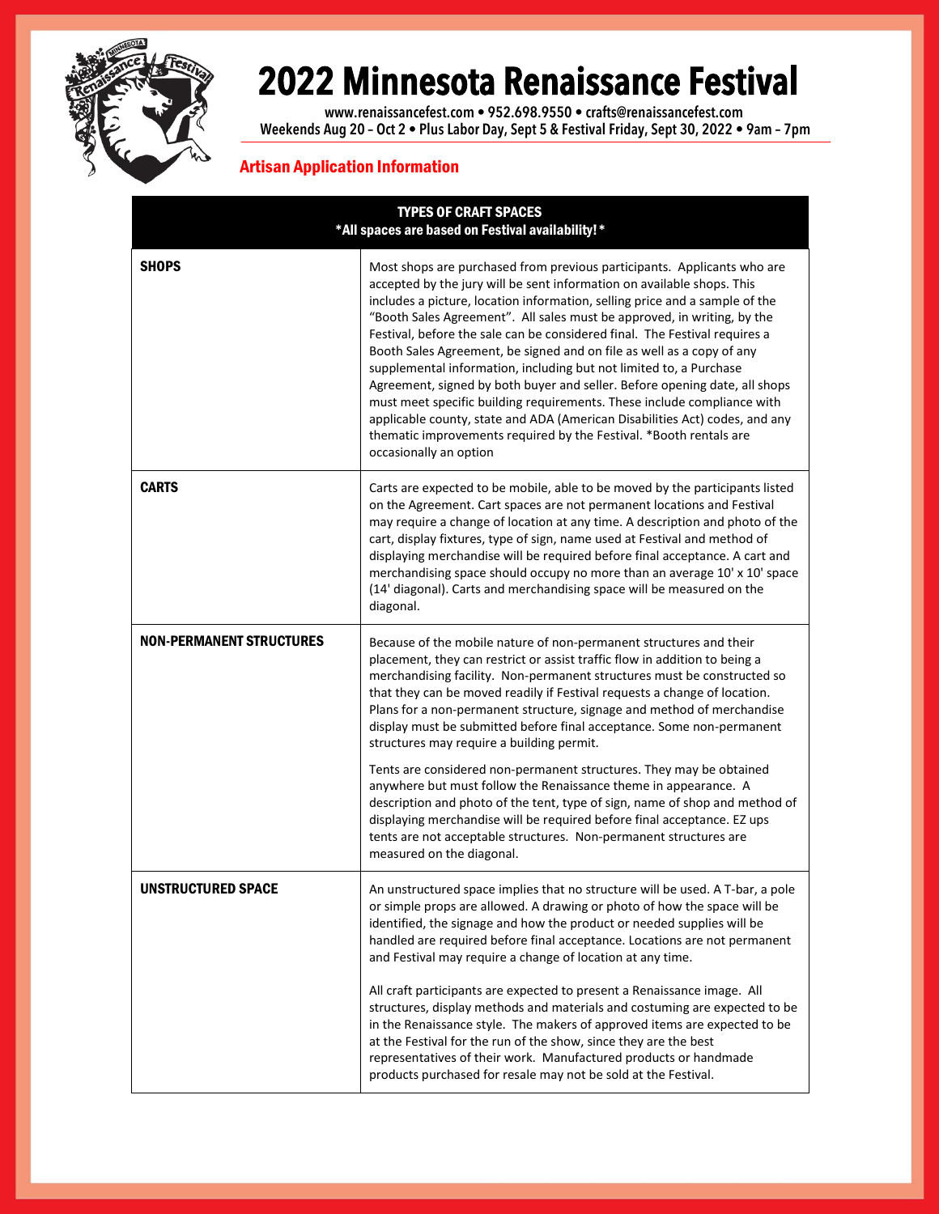# 2022 Minnesota Renaissance Festival

www.renaissancefest.com • 952.698.9550 • crafts@renaissancefest.com
Weekends Aug 20 – Oct 2 • Plus Labor Day, Sept 5 & Festival Friday, Sept 30, 2022 • 9am – 7pm

## Artisan Application Information

| TYPES OF CRAFT SPACES<br>*All spaces are based on Festival availability!* | |
|---|---|
| **SHOPS** | Most shops are purchased from previous participants. Applicants who are accepted by the jury will be sent information on available shops. This includes a picture, location information, selling price and a sample of the "Booth Sales Agreement". All sales must be approved, in writing, by the Festival, before the sale can be considered final. The Festival requires a Booth Sales Agreement, be signed and on file as well as a copy of any supplemental information, including but not limited to, a Purchase Agreement, signed by both buyer and seller. Before opening date, all shops must meet specific building requirements. These include compliance with applicable county, state and ADA (American Disabilities Act) codes, and any thematic improvements required by the Festival. *Booth rentals are occasionally an option |
| **CARTS** | Carts are expected to be mobile, able to be moved by the participants listed on the Agreement. Cart spaces are not permanent locations and Festival may require a change of location at any time. A description and photo of the cart, display fixtures, type of sign, name used at Festival and method of displaying merchandise will be required before final acceptance. A cart and merchandising space should occupy no more than an average 10' x 10' space (14' diagonal). Carts and merchandising space will be measured on the diagonal. |
| **NON-PERMANENT STRUCTURES** | Because of the mobile nature of non-permanent structures and their placement, they can restrict or assist traffic flow in addition to being a merchandising facility. Non-permanent structures must be constructed so that they can be moved readily if Festival requests a change of location. Plans for a non-permanent structure, signage and method of merchandise display must be submitted before final acceptance. Some non-permanent structures may require a building permit.<br><br>Tents are considered non-permanent structures. They may be obtained anywhere but must follow the Renaissance theme in appearance. A description and photo of the tent, type of sign, name of shop and method of displaying merchandise will be required before final acceptance. EZ ups tents are not acceptable structures. Non-permanent structures are measured on the diagonal. |
| **UNSTRUCTURED SPACE** | An unstructured space implies that no structure will be used. A T-bar, a pole or simple props are allowed. A drawing or photo of how the space will be identified, the signage and how the product or needed supplies will be handled are required before final acceptance. Locations are not permanent and Festival may require a change of location at any time.<br><br>All craft participants are expected to present a Renaissance image. All structures, display methods and materials and costuming are expected to be in the Renaissance style. The makers of approved items are expected to be at the Festival for the run of the show, since they are the best representatives of their work. Manufactured products or handmade products purchased for resale may not be sold at the Festival. |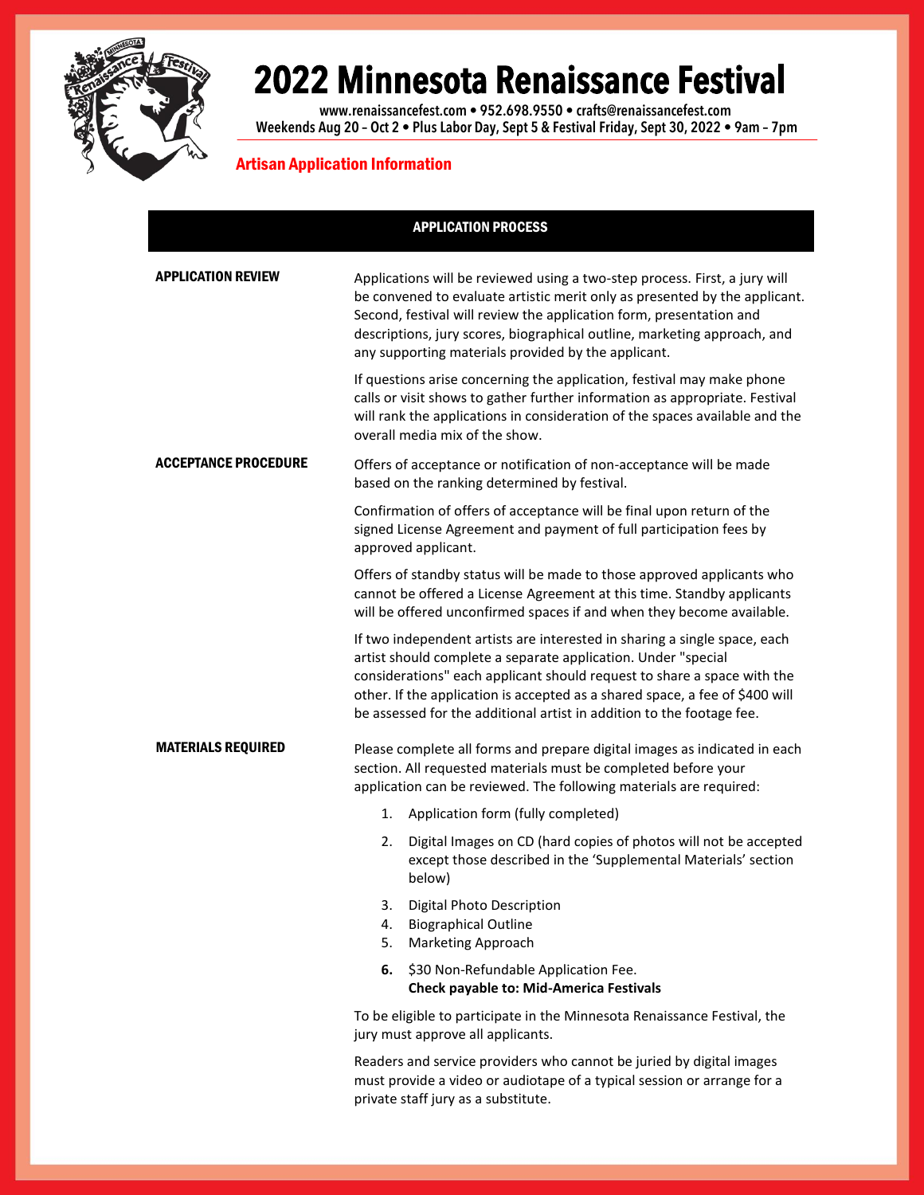# 2022 Minnesota Renaissance Festival

www.renaissancefest.com • 952.698.9550 • crafts@renaissancefest.com
Weekends Aug 20 – Oct 2 • Plus Labor Day, Sept 5 & Festival Friday, Sept 30, 2022 • 9am – 7pm

## Artisan Application Information

### APPLICATION PROCESS

**APPLICATION REVIEW**

Applications will be reviewed using a two-step process. First, a jury will be convened to evaluate artistic merit only as presented by the applicant. Second, festival will review the application form, presentation and descriptions, jury scores, biographical outline, marketing approach, and any supporting materials provided by the applicant.

If questions arise concerning the application, festival may make phone calls or visit shows to gather further information as appropriate. Festival will rank the applications in consideration of the spaces available and the overall media mix of the show.

**ACCEPTANCE PROCEDURE**

Offers of acceptance or notification of non-acceptance will be made based on the ranking determined by festival.

Confirmation of offers of acceptance will be final upon return of the signed License Agreement and payment of full participation fees by approved applicant.

Offers of standby status will be made to those approved applicants who cannot be offered a License Agreement at this time. Standby applicants will be offered unconfirmed spaces if and when they become available.

If two independent artists are interested in sharing a single space, each artist should complete a separate application. Under "special considerations" each applicant should request to share a space with the other. If the application is accepted as a shared space, a fee of $400 will be assessed for the additional artist in addition to the footage fee.

**MATERIALS REQUIRED**

Please complete all forms and prepare digital images as indicated in each section. All requested materials must be completed before your application can be reviewed. The following materials are required:

1. Application form (fully completed)
2. Digital Images on CD (hard copies of photos will not be accepted except those described in the 'Supplemental Materials' section below)
3. Digital Photo Description
4. Biographical Outline
5. Marketing Approach
6. $30 Non-Refundable Application Fee.
   **Check payable to: Mid-America Festivals**

To be eligible to participate in the Minnesota Renaissance Festival, the jury must approve all applicants.

Readers and service providers who cannot be juried by digital images must provide a video or audiotape of a typical session or arrange for a private staff jury as a substitute.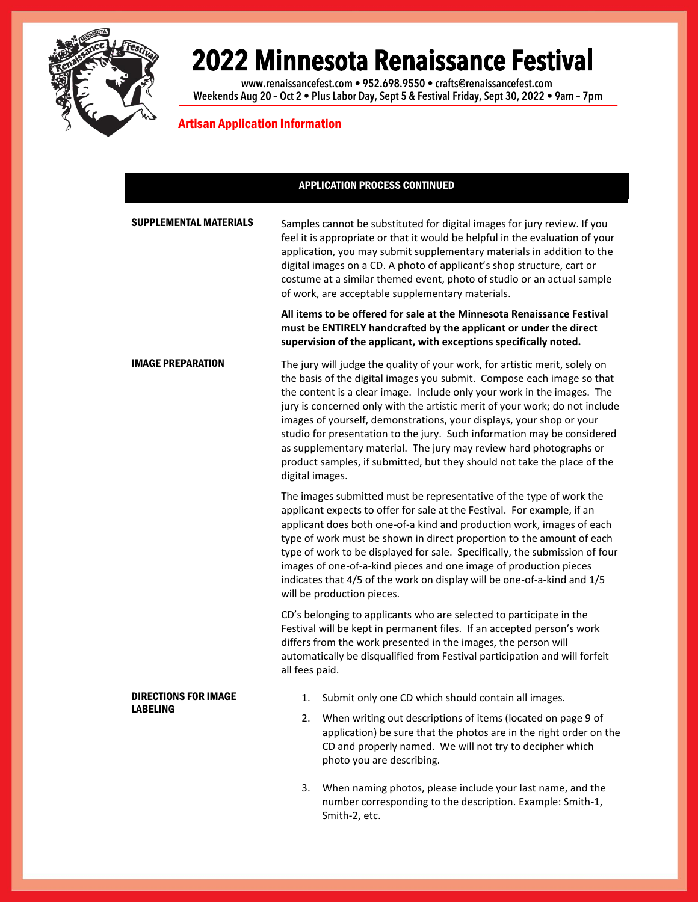# 2022 Minnesota Renaissance Festival

www.renaissancefest.com • 952.698.9550 • crafts@renaissancefest.com
Weekends Aug 20 – Oct 2 • Plus Labor Day, Sept 5 & Festival Friday, Sept 30, 2022 • 9am – 7pm

## Artisan Application Information

### APPLICATION PROCESS CONTINUED

**SUPPLEMENTAL MATERIALS**

Samples cannot be substituted for digital images for jury review. If you feel it is appropriate or that it would be helpful in the evaluation of your application, you may submit supplementary materials in addition to the digital images on a CD. A photo of applicant's shop structure, cart or costume at a similar themed event, photo of studio or an actual sample of work, are acceptable supplementary materials.

**All items to be offered for sale at the Minnesota Renaissance Festival must be ENTIRELY handcrafted by the applicant or under the direct supervision of the applicant, with exceptions specifically noted.**

**IMAGE PREPARATION**

The jury will judge the quality of your work, for artistic merit, solely on the basis of the digital images you submit. Compose each image so that the content is a clear image. Include only your work in the images. The jury is concerned only with the artistic merit of your work; do not include images of yourself, demonstrations, your displays, your shop or your studio for presentation to the jury. Such information may be considered as supplementary material. The jury may review hard photographs or product samples, if submitted, but they should not take the place of the digital images.

The images submitted must be representative of the type of work the applicant expects to offer for sale at the Festival. For example, if an applicant does both one-of-a kind and production work, images of each type of work must be shown in direct proportion to the amount of each type of work to be displayed for sale. Specifically, the submission of four images of one-of-a-kind pieces and one image of production pieces indicates that 4/5 of the work on display will be one-of-a-kind and 1/5 will be production pieces.

CD's belonging to applicants who are selected to participate in the Festival will be kept in permanent files. If an accepted person's work differs from the work presented in the images, the person will automatically be disqualified from Festival participation and will forfeit all fees paid.

**DIRECTIONS FOR IMAGE LABELING**

1. Submit only one CD which should contain all images.
2. When writing out descriptions of items (located on page 9 of application) be sure that the photos are in the right order on the CD and properly named. We will not try to decipher which photo you are describing.
3. When naming photos, please include your last name, and the number corresponding to the description. Example: Smith-1, Smith-2, etc.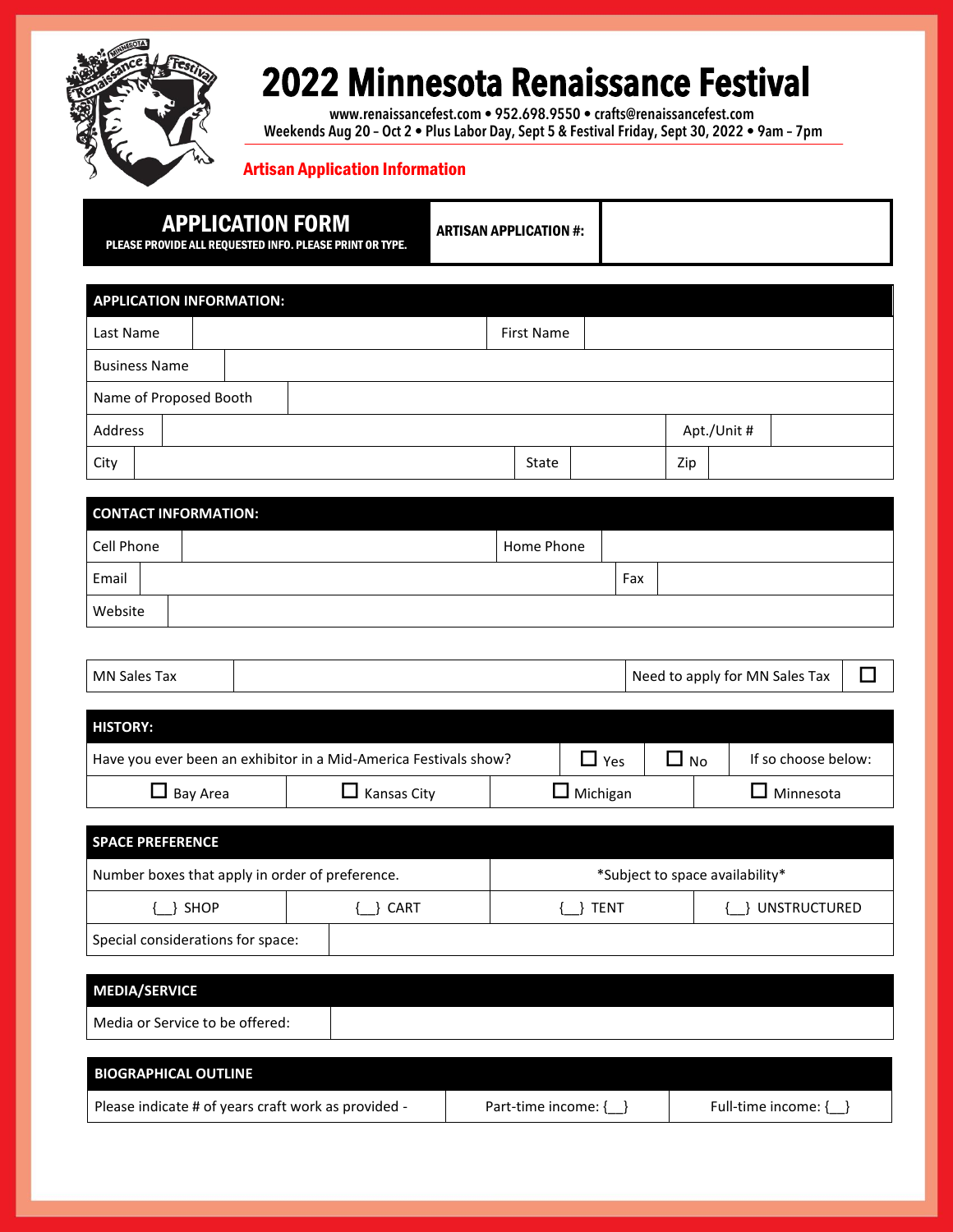# 2022 Minnesota Renaissance Festival

www.renaissancefest.com • 952.698.9550 • crafts@renaissancefest.com

Weekends Aug 20 – Oct 2 • Plus Labor Day, Sept 5 & Festival Friday, Sept 30, 2022 • 9am – 7pm

**Artisan Application Information**

| **APPLICATION FORM** PLEASE PROVIDE ALL REQUESTED INFO. PLEASE PRINT OR TYPE. | **ARTISAN APPLICATION #:** | |
|---|---|---|

| **APPLICATION INFORMATION:** | | | | | |
|---|---|---|---|---|---|
| Last Name | | First Name | | | |
| Business Name | | | | | |
| Name of Proposed Booth | | | | | |
| Address | | | | Apt./Unit # | |
| City | | State | | Zip | |

| **CONTACT INFORMATION:** | | | |
|---|---|---|---|
| Cell Phone | | Home Phone | |
| Email | | Fax | |
| Website | | | |

| MN Sales Tax | | Need to apply for MN Sales Tax | ☐ |
|---|---|---|---|

| **HISTORY:** | | | |
|---|---|---|---|
| Have you ever been an exhibitor in a Mid-America Festivals show? | ☐ Yes | ☐ No | If so choose below: |
| ☐ Bay Area | ☐ Kansas City | ☐ Michigan | ☐ Minnesota |

| **SPACE PREFERENCE** | | | |
|---|---|---|---|
| Number boxes that apply in order of preference. | | \*Subject to space availability\* | |
| {__} SHOP | {__} CART | {__} TENT | {__} UNSTRUCTURED |
| Special considerations for space: | | | |

| **MEDIA/SERVICE** | |
|---|---|
| Media or Service to be offered: | |

| **BIOGRAPHICAL OUTLINE** | | |
|---|---|---|
| Please indicate # of years craft work as provided - | Part-time income: {__} | Full-time income: {__} |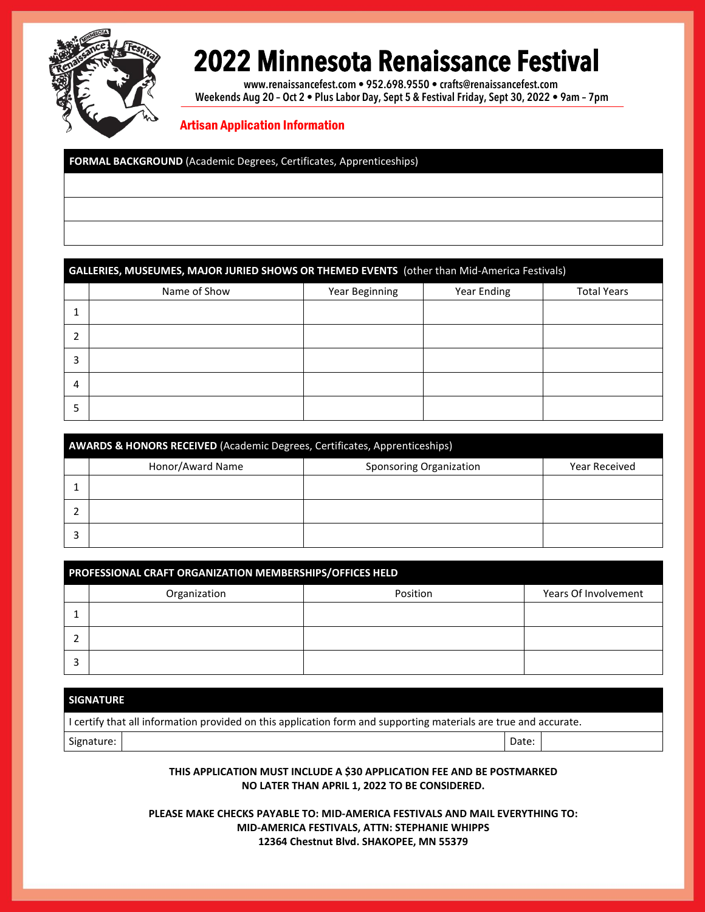# 2022 Minnesota Renaissance Festival

www.renaissancefest.com • 952.698.9550 • crafts@renaissancefest.com
Weekends Aug 20 – Oct 2 • Plus Labor Day, Sept 5 & Festival Friday, Sept 30, 2022 • 9am – 7pm

## Artisan Application Information

| **FORMAL BACKGROUND** (Academic Degrees, Certificates, Apprenticeships) |
|---|
| |
| |
| |

| **GALLERIES, MUSEUMES, MAJOR JURIED SHOWS OR THEMED EVENTS** (other than Mid-America Festivals) | | | | |
|---|---|---|---|---|
| | Name of Show | Year Beginning | Year Ending | Total Years |
| 1 | | | | |
| 2 | | | | |
| 3 | | | | |
| 4 | | | | |
| 5 | | | | |

| **AWARDS & HONORS RECEIVED** (Academic Degrees, Certificates, Apprenticeships) | | | |
|---|---|---|---|
| | Honor/Award Name | Sponsoring Organization | Year Received |
| 1 | | | |
| 2 | | | |
| 3 | | | |

| **PROFESSIONAL CRAFT ORGANIZATION MEMBERSHIPS/OFFICES HELD** | | | |
|---|---|---|---|
| | Organization | Position | Years Of Involvement |
| 1 | | | |
| 2 | | | |
| 3 | | | |

| **SIGNATURE** | | | |
|---|---|---|---|
| I certify that all information provided on this application form and supporting materials are true and accurate. | | | |
| Signature: | | Date: | |

**THIS APPLICATION MUST INCLUDE A $30 APPLICATION FEE AND BE POSTMARKED NO LATER THAN APRIL 1, 2022 TO BE CONSIDERED.**

**PLEASE MAKE CHECKS PAYABLE TO: MID-AMERICA FESTIVALS AND MAIL EVERYTHING TO:**
**MID-AMERICA FESTIVALS, ATTN: STEPHANIE WHIPPS**
**12364 Chestnut Blvd. SHAKOPEE, MN 55379**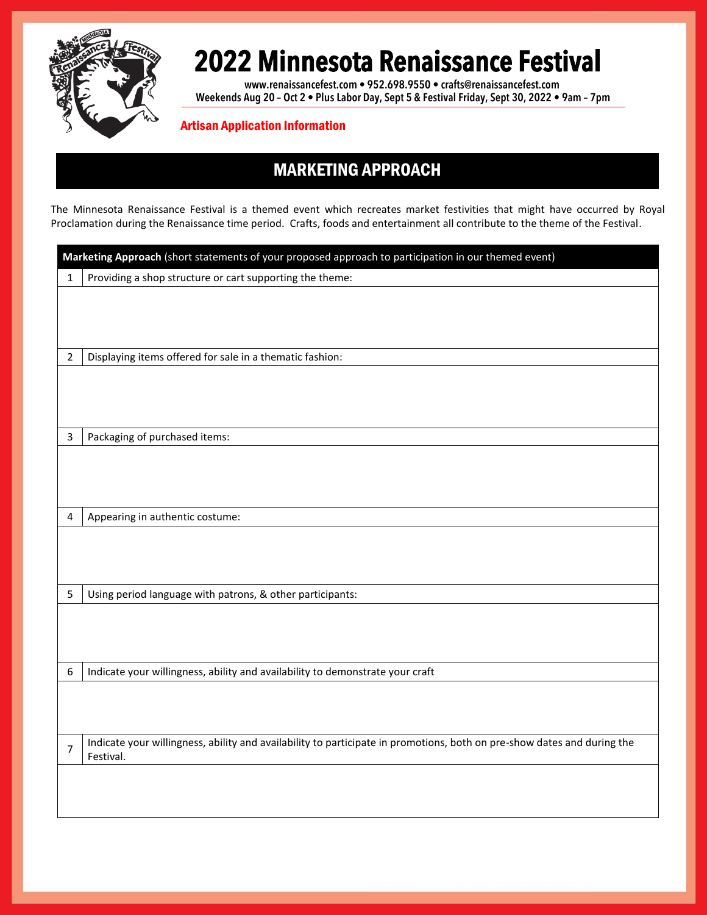# 2022 Minnesota Renaissance Festival

www.renaissancefest.com • 952.698.9550 • crafts@renaissancefest.com
Weekends Aug 20 – Oct 2 • Plus Labor Day, Sept 5 & Festival Friday, Sept 30, 2022 • 9am – 7pm

**Artisan Application Information**

## MARKETING APPROACH

The Minnesota Renaissance Festival is a themed event which recreates market festivities that might have occurred by Royal Proclamation during the Renaissance time period. Crafts, foods and entertainment all contribute to the theme of the Festival.

| **Marketing Approach** (short statements of your proposed approach to participation in our themed event) | |
|---|---|
| 1 | Providing a shop structure or cart supporting the theme: |
| | |
| 2 | Displaying items offered for sale in a thematic fashion: |
| | |
| 3 | Packaging of purchased items: |
| | |
| 4 | Appearing in authentic costume: |
| | |
| 5 | Using period language with patrons, & other participants: |
| | |
| 6 | Indicate your willingness, ability and availability to demonstrate your craft |
| | |
| 7 | Indicate your willingness, ability and availability to participate in promotions, both on pre-show dates and during the Festival. |
| | |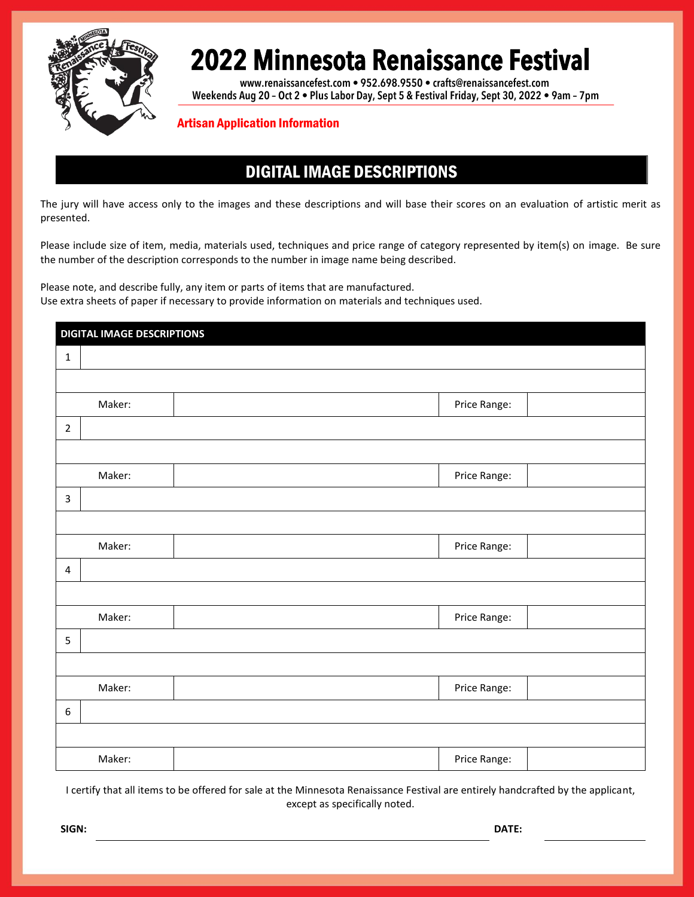# 2022 Minnesota Renaissance Festival

www.renaissancefest.com • 952.698.9550 • crafts@renaissancefest.com
Weekends Aug 20 – Oct 2 • Plus Labor Day, Sept 5 & Festival Friday, Sept 30, 2022 • 9am – 7pm

**Artisan Application Information**

## DIGITAL IMAGE DESCRIPTIONS

The jury will have access only to the images and these descriptions and will base their scores on an evaluation of artistic merit as presented.

Please include size of item, media, materials used, techniques and price range of category represented by item(s) on image. Be sure the number of the description corresponds to the number in image name being described.

Please note, and describe fully, any item or parts of items that are manufactured.
Use extra sheets of paper if necessary to provide information on materials and techniques used.

| DIGITAL IMAGE DESCRIPTIONS | | | |
|---|---|---|---|
| 1 | | | |
| | | | |
| Maker: | | Price Range: | |
| 2 | | | |
| | | | |
| Maker: | | Price Range: | |
| 3 | | | |
| | | | |
| Maker: | | Price Range: | |
| 4 | | | |
| | | | |
| Maker: | | Price Range: | |
| 5 | | | |
| | | | |
| Maker: | | Price Range: | |
| 6 | | | |
| | | | |
| Maker: | | Price Range: | |

I certify that all items to be offered for sale at the Minnesota Renaissance Festival are entirely handcrafted by the applicant, except as specifically noted.

**SIGN:** ______________________________ **DATE:** ______________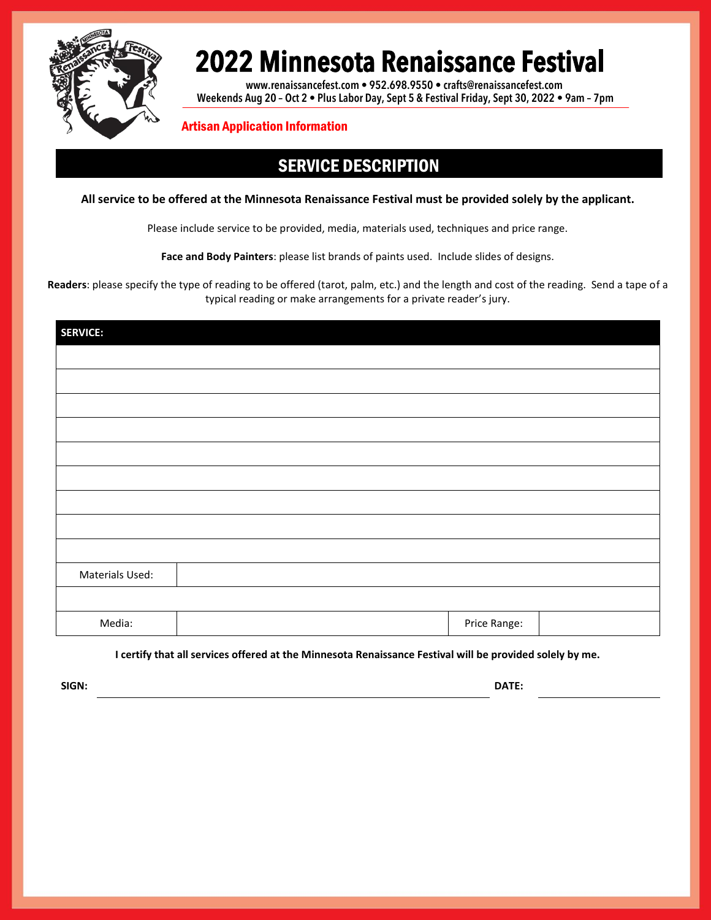# 2022 Minnesota Renaissance Festival

www.renaissancefest.com • 952.698.9550 • crafts@renaissancefest.com
Weekends Aug 20 – Oct 2 • Plus Labor Day, Sept 5 & Festival Friday, Sept 30, 2022 • 9am – 7pm

**Artisan Application Information**

## SERVICE DESCRIPTION

**All service to be offered at the Minnesota Renaissance Festival must be provided solely by the applicant.**

Please include service to be provided, media, materials used, techniques and price range.

**Face and Body Painters**: please list brands of paints used. Include slides of designs.

**Readers**: please specify the type of reading to be offered (tarot, palm, etc.) and the length and cost of the reading. Send a tape of a typical reading or make arrangements for a private reader's jury.

| **SERVICE:** | | | |
|---|---|---|---|
| | | | |
| | | | |
| | | | |
| | | | |
| | | | |
| | | | |
| | | | |
| | | | |
| | | | |
| Materials Used: | | | |
| | | | |
| Media: | | Price Range: | |

**I certify that all services offered at the Minnesota Renaissance Festival will be provided solely by me.**

**SIGN:** ______________________________ **DATE:** ______________